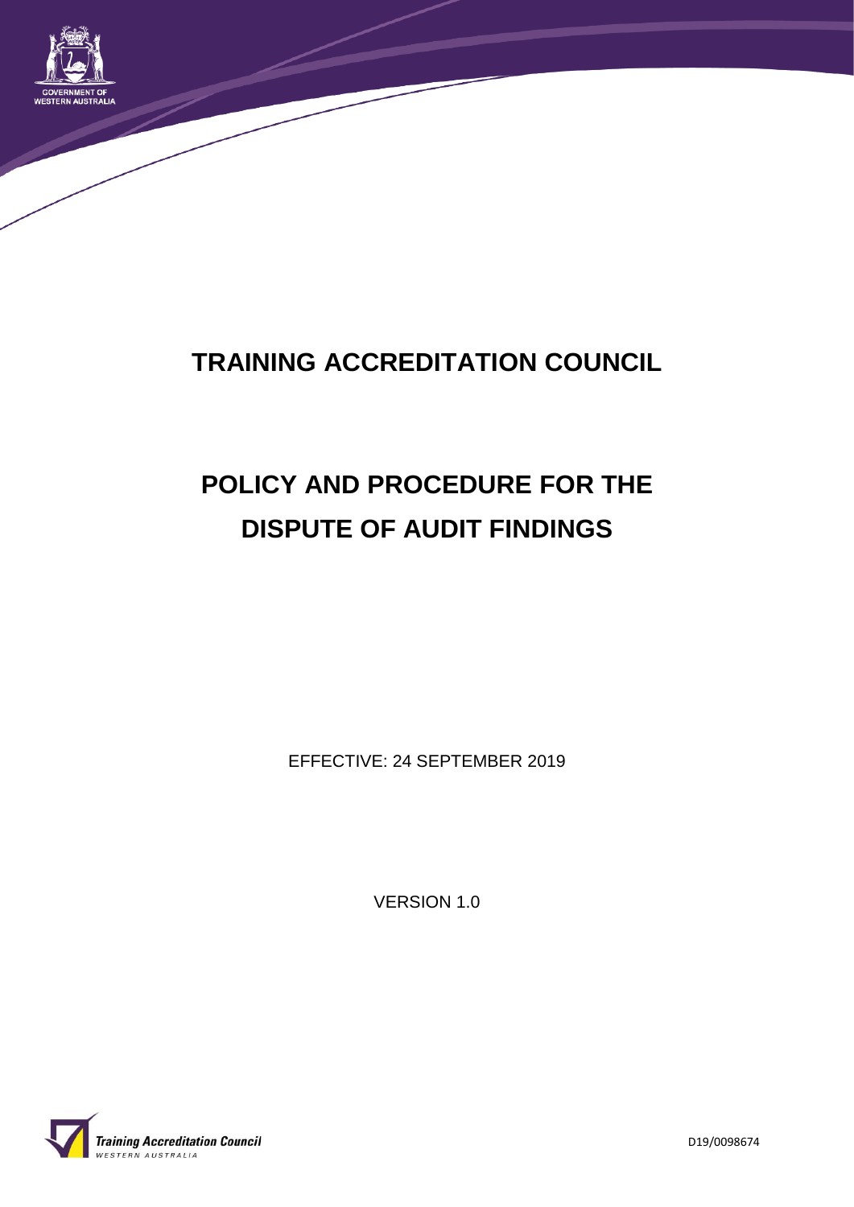# TRAINING ACCREDITATION COUNCIL

# POLICY AND PROCEDURE FOR THE DISPUTE OF AUDIT FINDINGS

EFFECTIVE: 24 SEPTEMBER 2019

VERSION 1.0

D19/0098674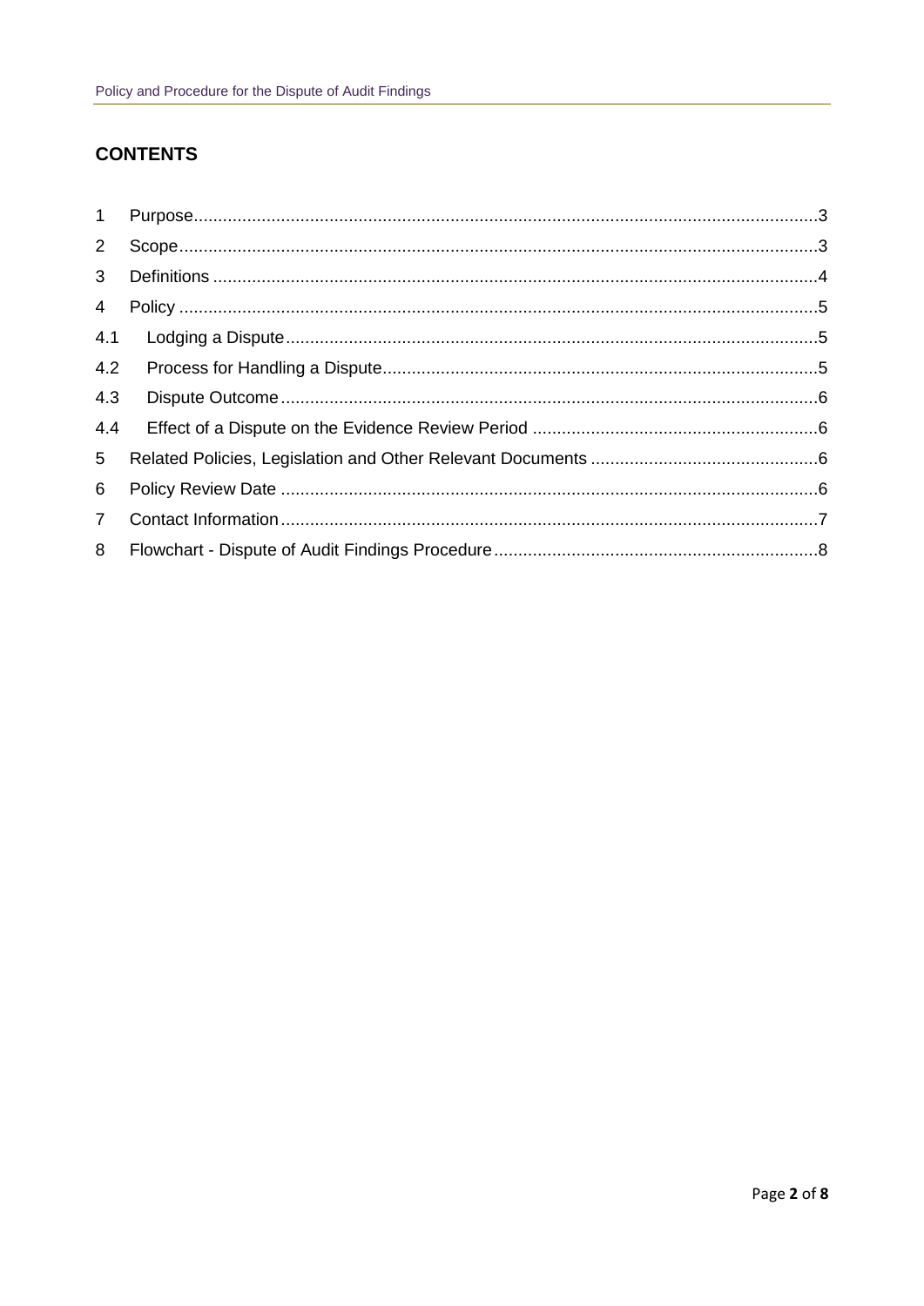## CONTENTS

| | | |
|---|---|---|
| 1 | Purpose | 3 |
| 2 | Scope | 3 |
| 3 | Definitions | 4 |
| 4 | Policy | 5 |
| 4.1 | Lodging a Dispute | 5 |
| 4.2 | Process for Handling a Dispute | 5 |
| 4.3 | Dispute Outcome | 6 |
| 4.4 | Effect of a Dispute on the Evidence Review Period | 6 |
| 5 | Related Policies, Legislation and Other Relevant Documents | 6 |
| 6 | Policy Review Date | 6 |
| 7 | Contact Information | 7 |
| 8 | Flowchart - Dispute of Audit Findings Procedure | 8 |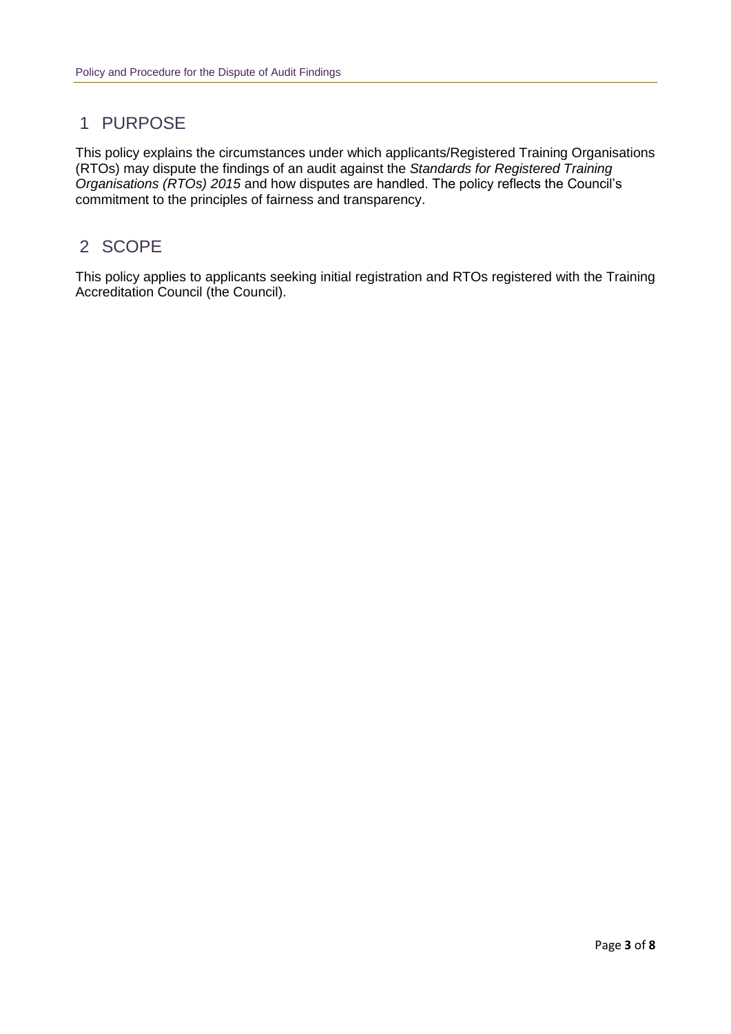## 1 PURPOSE

This policy explains the circumstances under which applicants/Registered Training Organisations (RTOs) may dispute the findings of an audit against the *Standards for Registered Training Organisations (RTOs) 2015* and how disputes are handled. The policy reflects the Council's commitment to the principles of fairness and transparency.

## 2 SCOPE

This policy applies to applicants seeking initial registration and RTOs registered with the Training Accreditation Council (the Council).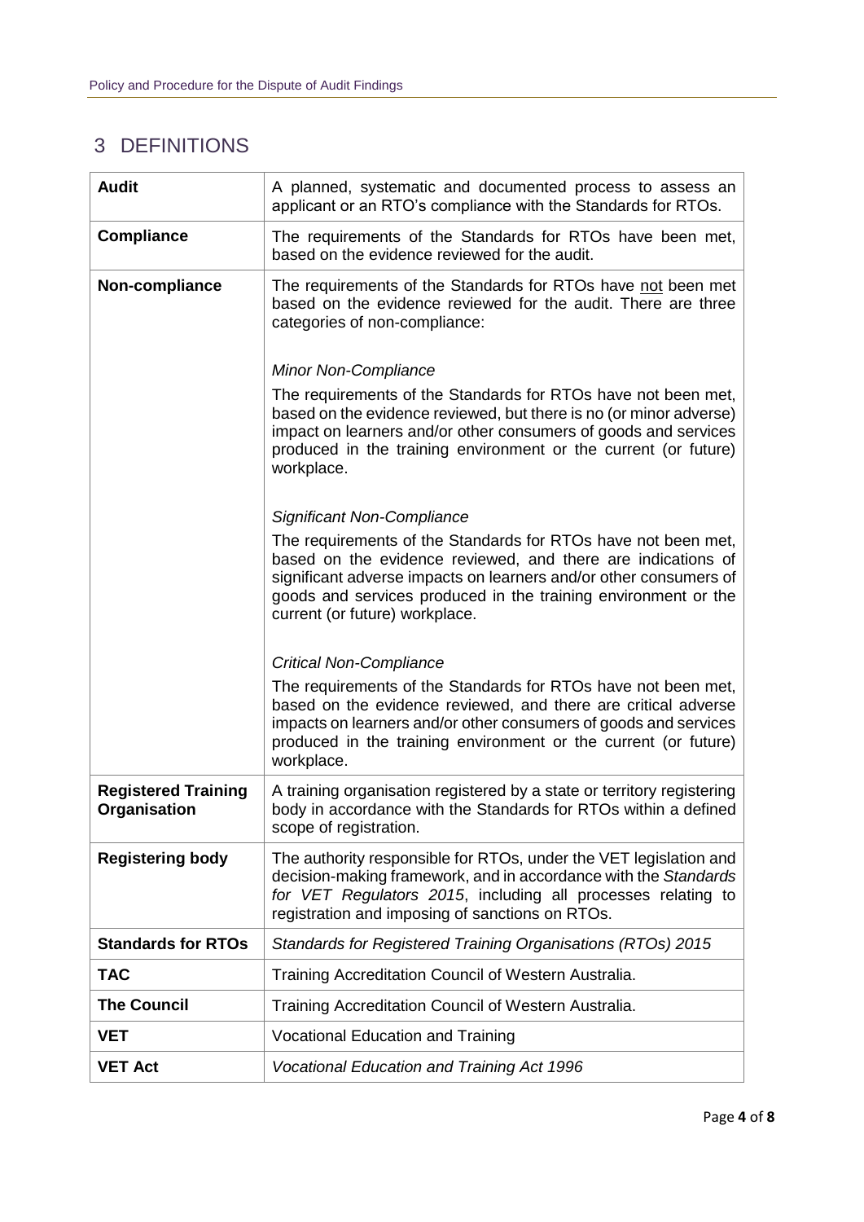## 3 DEFINITIONS

| | |
|---|---|
| **Audit** | A planned, systematic and documented process to assess an applicant or an RTO's compliance with the Standards for RTOs. |
| **Compliance** | The requirements of the Standards for RTOs have been met, based on the evidence reviewed for the audit. |
| **Non-compliance** | The requirements of the Standards for RTOs have <u>not</u> been met based on the evidence reviewed for the audit. There are three categories of non-compliance:<br><br>*Minor Non-Compliance*<br>The requirements of the Standards for RTOs have not been met, based on the evidence reviewed, but there is no (or minor adverse) impact on learners and/or other consumers of goods and services produced in the training environment or the current (or future) workplace.<br><br>*Significant Non-Compliance*<br>The requirements of the Standards for RTOs have not been met, based on the evidence reviewed, and there are indications of significant adverse impacts on learners and/or other consumers of goods and services produced in the training environment or the current (or future) workplace.<br><br>*Critical Non-Compliance*<br>The requirements of the Standards for RTOs have not been met, based on the evidence reviewed, and there are critical adverse impacts on learners and/or other consumers of goods and services produced in the training environment or the current (or future) workplace. |
| **Registered Training Organisation** | A training organisation registered by a state or territory registering body in accordance with the Standards for RTOs within a defined scope of registration. |
| **Registering body** | The authority responsible for RTOs, under the VET legislation and decision-making framework, and in accordance with the *Standards for VET Regulators 2015*, including all processes relating to registration and imposing of sanctions on RTOs. |
| **Standards for RTOs** | *Standards for Registered Training Organisations (RTOs) 2015* |
| **TAC** | Training Accreditation Council of Western Australia. |
| **The Council** | Training Accreditation Council of Western Australia. |
| **VET** | Vocational Education and Training |
| **VET Act** | *Vocational Education and Training Act 1996* |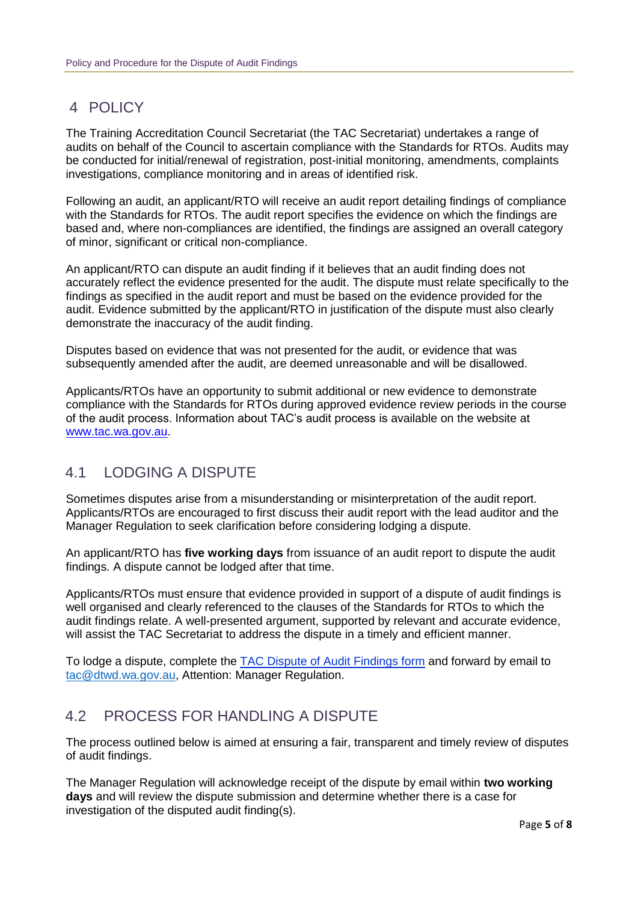# 4 POLICY

The Training Accreditation Council Secretariat (the TAC Secretariat) undertakes a range of audits on behalf of the Council to ascertain compliance with the Standards for RTOs. Audits may be conducted for initial/renewal of registration, post-initial monitoring, amendments, complaints investigations, compliance monitoring and in areas of identified risk.

Following an audit, an applicant/RTO will receive an audit report detailing findings of compliance with the Standards for RTOs. The audit report specifies the evidence on which the findings are based and, where non-compliances are identified, the findings are assigned an overall category of minor, significant or critical non-compliance.

An applicant/RTO can dispute an audit finding if it believes that an audit finding does not accurately reflect the evidence presented for the audit. The dispute must relate specifically to the findings as specified in the audit report and must be based on the evidence provided for the audit. Evidence submitted by the applicant/RTO in justification of the dispute must also clearly demonstrate the inaccuracy of the audit finding.

Disputes based on evidence that was not presented for the audit, or evidence that was subsequently amended after the audit, are deemed unreasonable and will be disallowed.

Applicants/RTOs have an opportunity to submit additional or new evidence to demonstrate compliance with the Standards for RTOs during approved evidence review periods in the course of the audit process. Information about TAC's audit process is available on the website at [www.tac.wa.gov.au](www.tac.wa.gov.au).

## 4.1 LODGING A DISPUTE

Sometimes disputes arise from a misunderstanding or misinterpretation of the audit report. Applicants/RTOs are encouraged to first discuss their audit report with the lead auditor and the Manager Regulation to seek clarification before considering lodging a dispute.

An applicant/RTO has **five working days** from issuance of an audit report to dispute the audit findings. A dispute cannot be lodged after that time.

Applicants/RTOs must ensure that evidence provided in support of a dispute of audit findings is well organised and clearly referenced to the clauses of the Standards for RTOs to which the audit findings relate. A well-presented argument, supported by relevant and accurate evidence, will assist the TAC Secretariat to address the dispute in a timely and efficient manner.

To lodge a dispute, complete the TAC Dispute of Audit Findings form and forward by email to tac@dtwd.wa.gov.au, Attention: Manager Regulation.

## 4.2 PROCESS FOR HANDLING A DISPUTE

The process outlined below is aimed at ensuring a fair, transparent and timely review of disputes of audit findings.

The Manager Regulation will acknowledge receipt of the dispute by email within **two working days** and will review the dispute submission and determine whether there is a case for investigation of the disputed audit finding(s).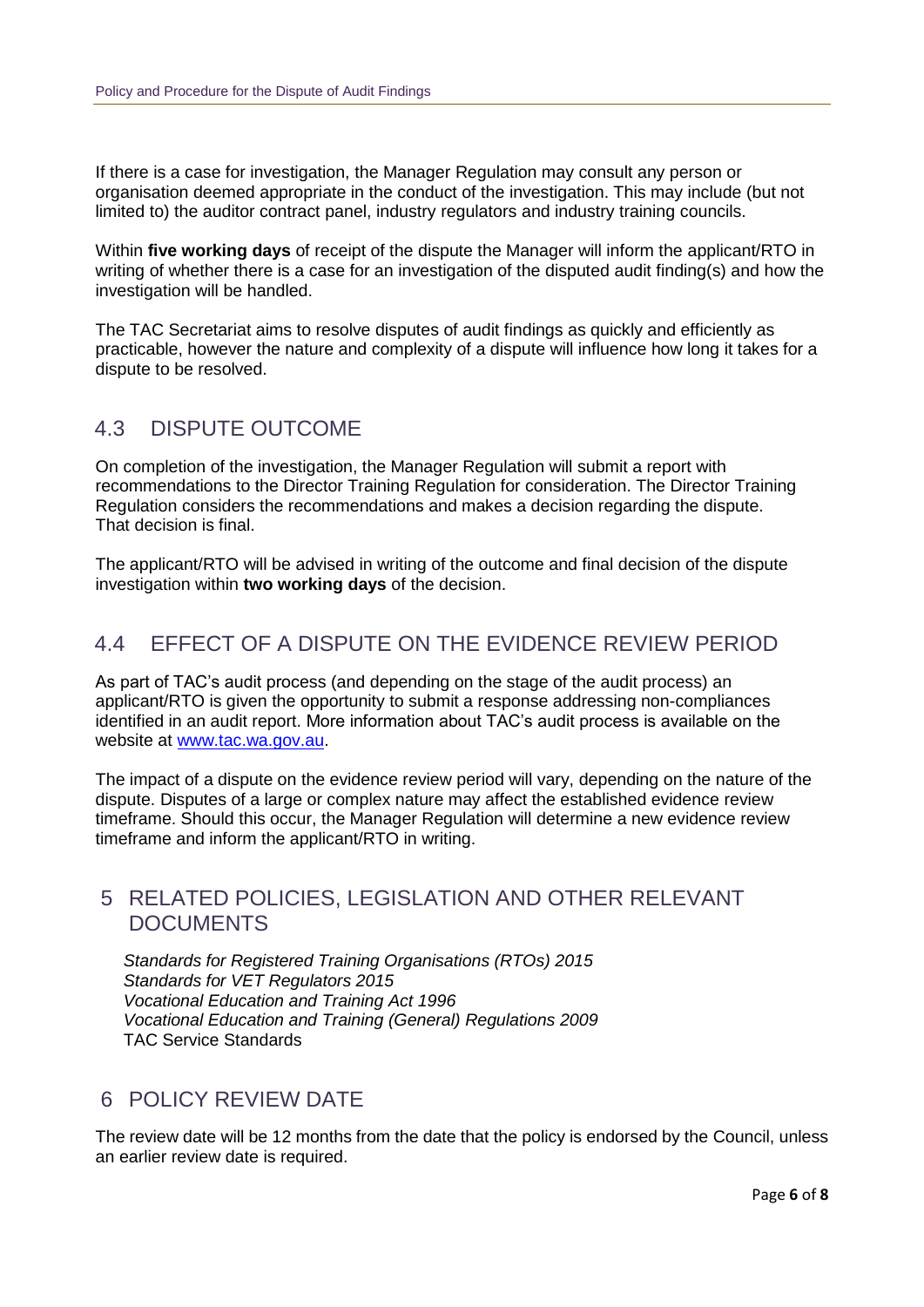If there is a case for investigation, the Manager Regulation may consult any person or organisation deemed appropriate in the conduct of the investigation. This may include (but not limited to) the auditor contract panel, industry regulators and industry training councils.

Within **five working days** of receipt of the dispute the Manager will inform the applicant/RTO in writing of whether there is a case for an investigation of the disputed audit finding(s) and how the investigation will be handled.

The TAC Secretariat aims to resolve disputes of audit findings as quickly and efficiently as practicable, however the nature and complexity of a dispute will influence how long it takes for a dispute to be resolved.

## 4.3 DISPUTE OUTCOME

On completion of the investigation, the Manager Regulation will submit a report with recommendations to the Director Training Regulation for consideration. The Director Training Regulation considers the recommendations and makes a decision regarding the dispute. That decision is final.

The applicant/RTO will be advised in writing of the outcome and final decision of the dispute investigation within **two working days** of the decision.

## 4.4 EFFECT OF A DISPUTE ON THE EVIDENCE REVIEW PERIOD

As part of TAC's audit process (and depending on the stage of the audit process) an applicant/RTO is given the opportunity to submit a response addressing non-compliances identified in an audit report. More information about TAC's audit process is available on the website at [www.tac.wa.gov.au](http://www.tac.wa.gov.au).

The impact of a dispute on the evidence review period will vary, depending on the nature of the dispute. Disputes of a large or complex nature may affect the established evidence review timeframe. Should this occur, the Manager Regulation will determine a new evidence review timeframe and inform the applicant/RTO in writing.

# 5 RELATED POLICIES, LEGISLATION AND OTHER RELEVANT DOCUMENTS

*Standards for Registered Training Organisations (RTOs) 2015*
*Standards for VET Regulators 2015*
*Vocational Education and Training Act 1996*
*Vocational Education and Training (General) Regulations 2009*
TAC Service Standards

# 6 POLICY REVIEW DATE

The review date will be 12 months from the date that the policy is endorsed by the Council, unless an earlier review date is required.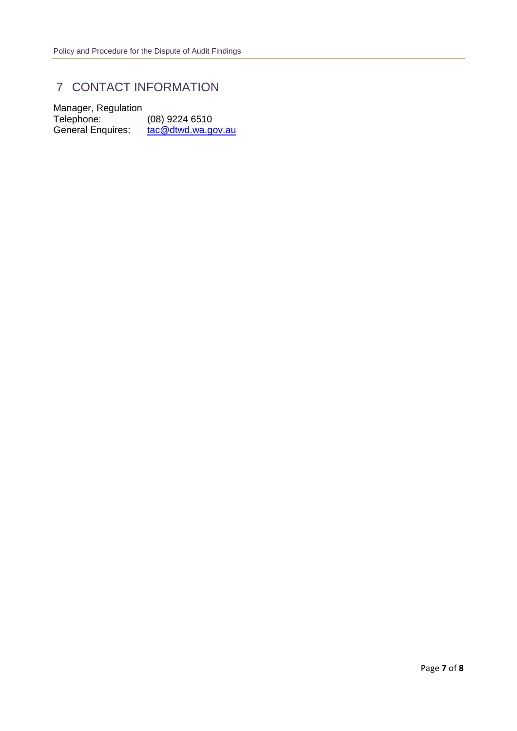# 7 CONTACT INFORMATION

Manager, Regulation
Telephone: (08) 9224 6510
General Enquires: tac@dtwd.wa.gov.au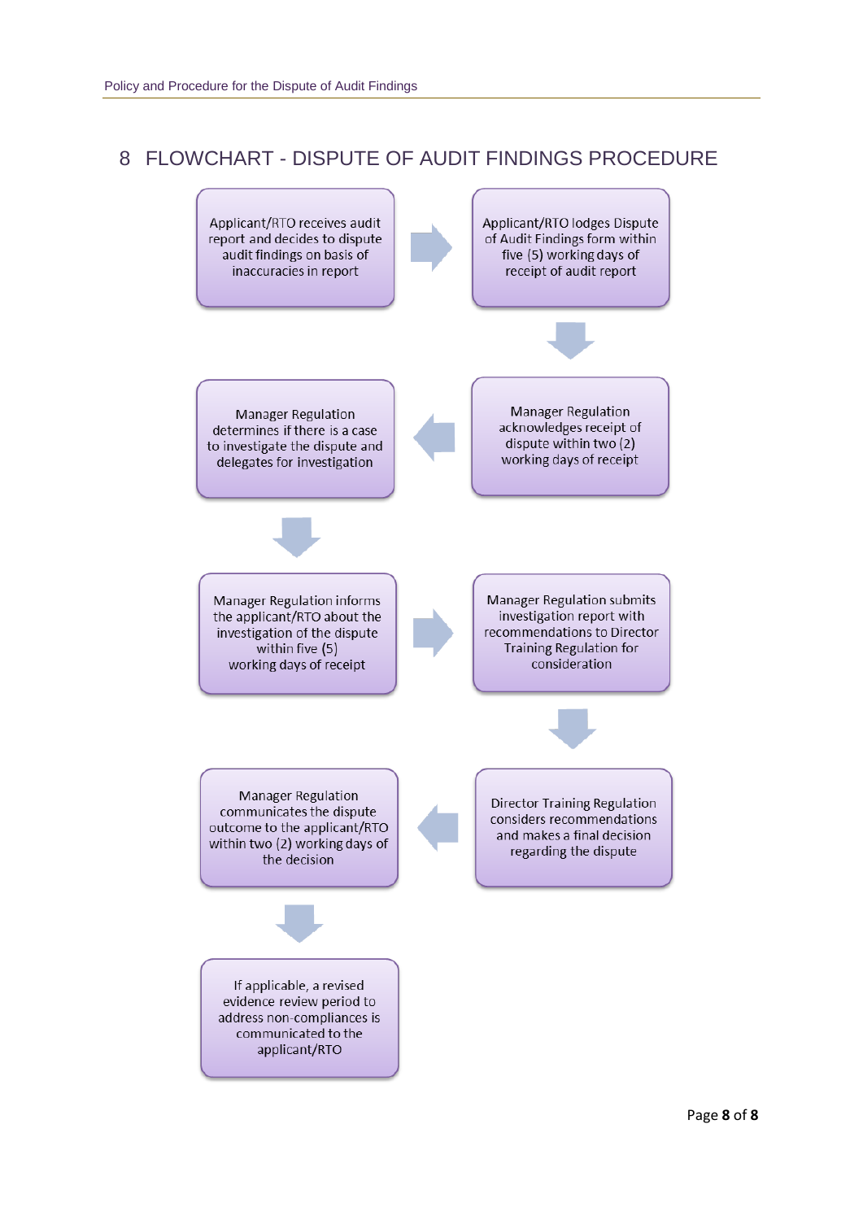## 8 FLOWCHART - DISPUTE OF AUDIT FINDINGS PROCEDURE

Applicant/RTO receives audit report and decides to dispute audit findings on basis of inaccuracies in report

Applicant/RTO lodges Dispute of Audit Findings form within five (5) working days of receipt of audit report

Manager Regulation acknowledges receipt of dispute within two (2) working days of receipt

Manager Regulation determines if there is a case to investigate the dispute and delegates for investigation

Manager Regulation informs the applicant/RTO about the investigation of the dispute within five (5) working days of receipt

Manager Regulation submits investigation report with recommendations to Director Training Regulation for consideration

Director Training Regulation considers recommendations and makes a final decision regarding the dispute

Manager Regulation communicates the dispute outcome to the applicant/RTO within two (2) working days of the decision

If applicable, a revised evidence review period to address non-compliances is communicated to the applicant/RTO